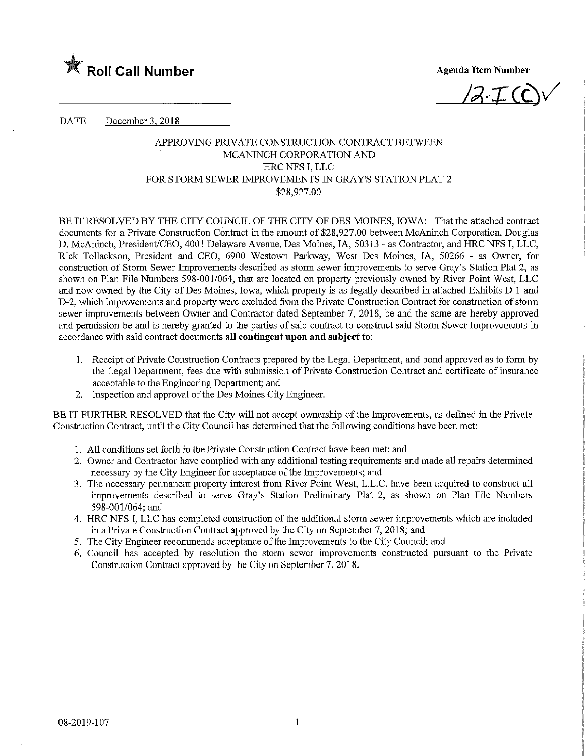★ **Roll Call Number**

**Agenda Item Number**

12-I (C) ✓

DATE December 3, 2018

APPROVING PRIVATE CONSTRUCTION CONTRACT BETWEEN
MCANINCH CORPORATION AND
HRC NFS I, LLC
FOR STORM SEWER IMPROVEMENTS IN GRAY'S STATION PLAT 2
$28,927.00

BE IT RESOLVED BY THE CITY COUNCIL OF THE CITY OF DES MOINES, IOWA: That the attached contract documents for a Private Construction Contract in the amount of $28,927.00 between McAninch Corporation, Douglas D. McAninch, President/CEO, 4001 Delaware Avenue, Des Moines, IA, 50313 - as Contractor, and HRC NFS I, LLC, Rick Tollackson, President and CEO, 6900 Westown Parkway, West Des Moines, IA, 50266 - as Owner, for construction of Storm Sewer Improvements described as storm sewer improvements to serve Gray's Station Plat 2, as shown on Plan File Numbers 598-001/064, that are located on property previously owned by River Point West, LLC and now owned by the City of Des Moines, Iowa, which property is as legally described in attached Exhibits D-1 and D-2, which improvements and property were excluded from the Private Construction Contract for construction of storm sewer improvements between Owner and Contractor dated September 7, 2018, be and the same are hereby approved and permission be and is hereby granted to the parties of said contract to construct said Storm Sewer Improvements in accordance with said contract documents **all contingent upon and subject to**:

1. Receipt of Private Construction Contracts prepared by the Legal Department, and bond approved as to form by the Legal Department, fees due with submission of Private Construction Contract and certificate of insurance acceptable to the Engineering Department; and
2. Inspection and approval of the Des Moines City Engineer.

BE IT FURTHER RESOLVED that the City will not accept ownership of the Improvements, as defined in the Private Construction Contract, until the City Council has determined that the following conditions have been met:

1. All conditions set forth in the Private Construction Contract have been met; and
2. Owner and Contractor have complied with any additional testing requirements and made all repairs determined necessary by the City Engineer for acceptance of the Improvements; and
3. The necessary permanent property interest from River Point West, L.L.C. have been acquired to construct all improvements described to serve Gray's Station Preliminary Plat 2, as shown on Plan File Numbers 598-001/064; and
4. HRC NFS I, LLC has completed construction of the additional storm sewer improvements which are included in a Private Construction Contract approved by the City on September 7, 2018; and
5. The City Engineer recommends acceptance of the Improvements to the City Council; and
6. Council has accepted by resolution the storm sewer improvements constructed pursuant to the Private Construction Contract approved by the City on September 7, 2018.

08-2019-107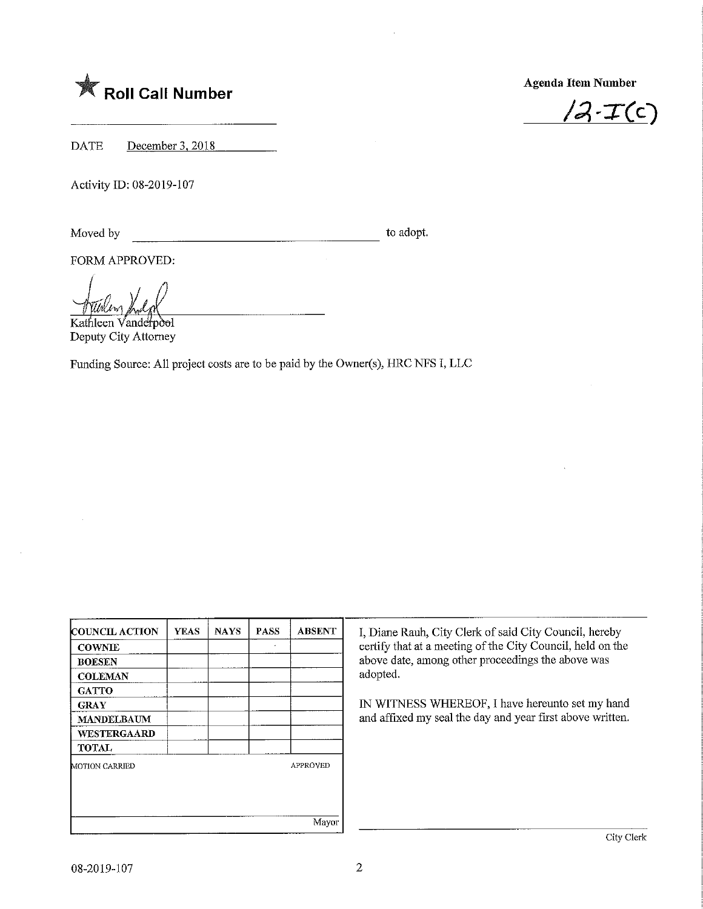★ **Roll Call Number**

______________________

**Agenda Item Number**

12-I(c)

DATE December 3, 2018

Activity ID: 08-2019-107

Moved by ______________________________ to adopt.

FORM APPROVED:

Kathleen Vanderpool
Deputy City Attorney

Funding Source: All project costs are to be paid by the Owner(s), HRC NFS I, LLC

| COUNCIL ACTION | YEAS | NAYS | PASS | ABSENT |
| --- | --- | --- | --- | --- |
| COWNIE | | | | |
| BOESEN | | | | |
| COLEMAN | | | | |
| GATTO | | | | |
| GRAY | | | | |
| MANDELBAUM | | | | |
| WESTERGAARD | | | | |
| TOTAL | | | | |

MOTION CARRIED APPROVED

______________________ Mayor

I, Diane Rauh, City Clerk of said City Council, hereby certify that at a meeting of the City Council, held on the above date, among other proceedings the above was adopted.

IN WITNESS WHEREOF, I have hereunto set my hand and affixed my seal the day and year first above written.

______________________ City Clerk

08-2019-107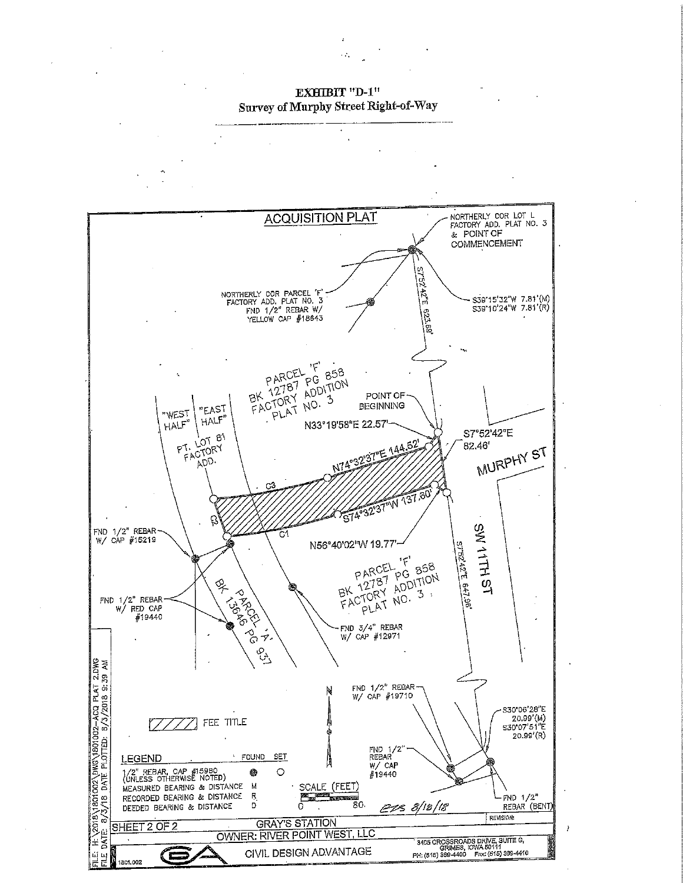**EXHIBIT "D-1"**
**Survey of Murphy Street Right-of-Way**

## ACQUISITION PLAT

NORTHERLY COR LOT L FACTORY ADD. PLAT NO. 3 & POINT OF COMMENCEMENT

S39°15'32"W 7.81'(M)
S39°10'24"W 7.81'(R)

NORTHERLY COR PARCEL 'F' FACTORY ADD. PLAT NO. 3 FND 1/2" REBAR W/ YELLOW CAP #18643

S7°52'42"E 623.69'

PARCEL 'F' BK 12787 PG 858 FACTORY ADDITION PLAT NO. 3

POINT OF BEGINNING

N33°19'58"E 22.57'

S7°52'42"E 82.46'

MURPHY ST

"WEST HALF" "EAST HALF"

PT. LOT 81 FACTORY ADD.

N74°32'37"E 144.52'

C3

C2

C1

S74°32'37"W 137.60'

N56°40'02"W 19.77'

FND 1/2" REBAR W/ CAP #15219

FND 1/2" REBAR W/ RED CAP #19440

PARCEL 'A' BK 13646 PG 937

FND 3/4" REBAR W/ CAP #12971

PARCEL 'F' BK 12787 PG 858 FACTORY ADDITION PLAT NO. 3

S7°52'42"E 647.96'

SW 11TH ST

FEE TITLE

FND 1/2" REBAR W/ CAP #19710

FND 1/2" REBAR W/ CAP #19440

S30°06'28"E 20.99'(M)
S30°07'51"E 20.99'(R)

FND 1/2" REBAR (BENT)

N

SCALE (FEET)
0 80

LEGEND

| | FOUND | SET |
|---|---|---|
| 1/2" REBAR, CAP #15980 (UNLESS OTHERWISE NOTED) | ● | ○ |
| MEASURED BEARING & DISTANCE | M | |
| RECORDED BEARING & DISTANCE | R | |
| DEEDED BEARING & DISTANCE | D | |

EDS 8/13/18

REVISION:

SHEET 2 OF 2 GRAY'S STATION

OWNER: RIVER POINT WEST, LLC

CIVIL DESIGN ADVANTAGE

3405 CROSSROADS DRIVE, SUITE G, GRIMES, IOWA 50111
PH: (515) 369-4400 Fax: (515) 369-4410

1801.002

FILE: H:\2018\1801002\DWG\1801002-ACQ PLAT 2.DWG
FILE DATE: 8/3/18 DATE PLOTTED: 8/3/2018 9:39 AM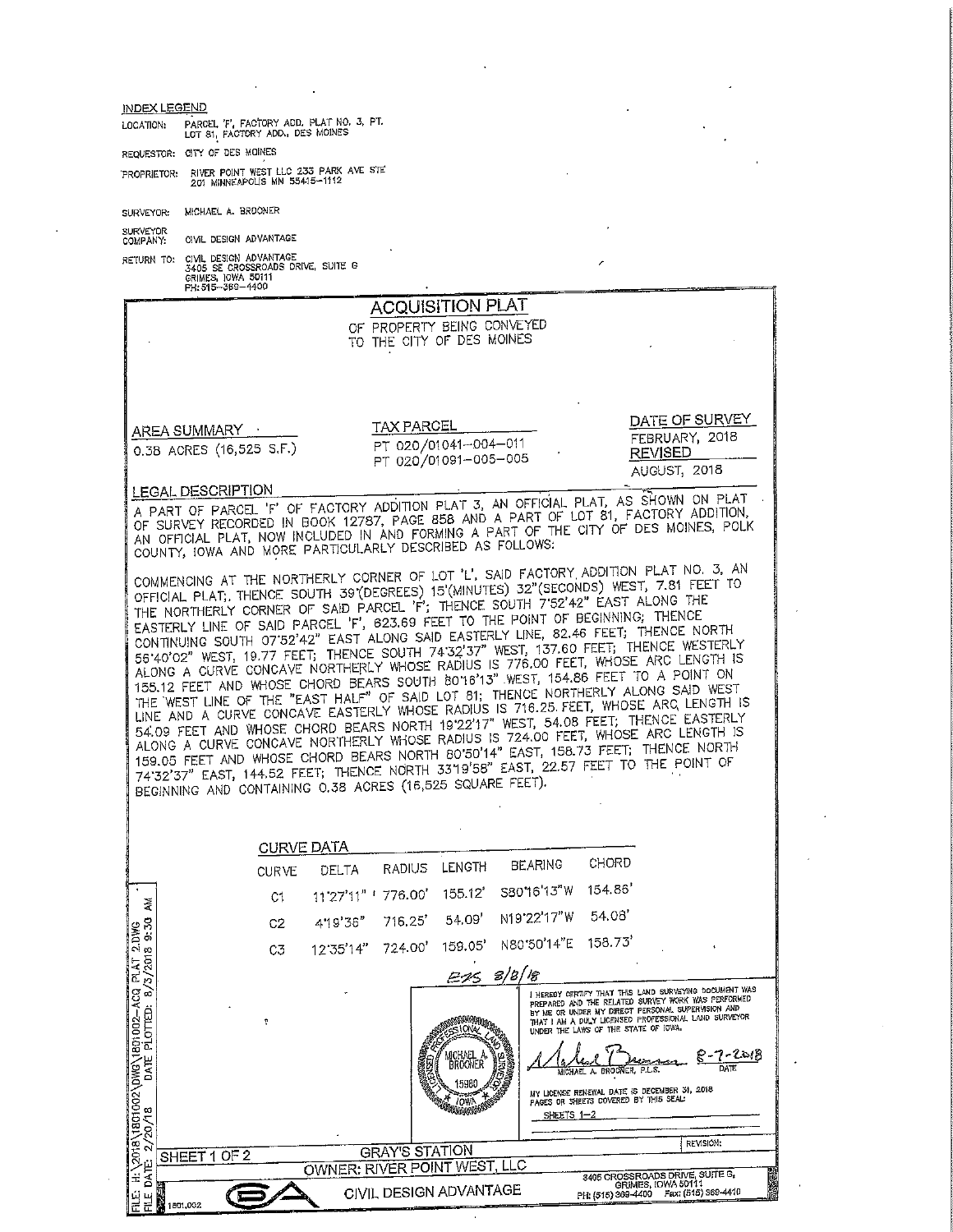## INDEX LEGEND

LOCATION: PARCEL 'F', FACTORY ADD. PLAT NO. 3, PT. LOT 81, FACTORY ADD., DES MOINES

REQUESTOR: CITY OF DES MOINES

PROPRIETOR: RIVER POINT WEST LLC 233 PARK AVE STE 201 MINNEAPOLIS MN 55415-1112

SURVEYOR: MICHAEL A. BROONER

SURVEYOR COMPANY: CIVIL DESIGN ADVANTAGE

RETURN TO: CIVIL DESIGN ADVANTAGE 3405 SE CROSSROADS DRIVE, SUITE G GRIMES, IOWA 50111 PH: 515-369-4400

# ACQUISITION PLAT

OF PROPERTY BEING CONVEYED TO THE CITY OF DES MOINES

**AREA SUMMARY**
0.38 ACRES (16,525 S.F.)

**TAX PARCEL**
PT 020/01041-004-011
PT 020/01091-005-005

**DATE OF SURVEY**
FEBRUARY, 2018
**REVISED**
AUGUST, 2018

## LEGAL DESCRIPTION

A PART OF PARCEL 'F' OF FACTORY ADDITION PLAT 3, AN OFFICIAL PLAT, AS SHOWN ON PLAT OF SURVEY RECORDED IN BOOK 12787, PAGE 858 AND A PART OF LOT 81, FACTORY ADDITION, AN OFFICIAL PLAT, NOW INCLUDED IN AND FORMING A PART OF THE CITY OF DES MOINES, POLK COUNTY, IOWA AND MORE PARTICULARLY DESCRIBED AS FOLLOWS:

COMMENCING AT THE NORTHERLY CORNER OF LOT 'L', SAID FACTORY ADDITION PLAT NO. 3, AN OFFICIAL PLAT; THENCE SOUTH 39°(DEGREES) 15'(MINUTES) 32"(SECONDS) WEST, 7.81 FEET TO THE NORTHERLY CORNER OF SAID PARCEL 'F'; THENCE SOUTH 7°52'42" EAST ALONG THE EASTERLY LINE OF SAID PARCEL 'F', 623.69 FEET TO THE POINT OF BEGINNING; THENCE CONTINUING SOUTH 07°52'42" EAST ALONG SAID EASTERLY LINE, 82.46 FEET; THENCE NORTH 56°40'02" WEST, 19.77 FEET; THENCE SOUTH 74°32'37" WEST, 137.60 FEET; THENCE WESTERLY ALONG A CURVE CONCAVE NORTHERLY WHOSE RADIUS IS 776.00 FEET, WHOSE ARC LENGTH IS 155.12 FEET AND WHOSE CHORD BEARS SOUTH 80°16'13" WEST, 154.86 FEET TO A POINT ON THE WEST LINE OF THE "EAST HALF" OF SAID LOT 81; THENCE NORTHERLY ALONG SAID WEST LINE AND A CURVE CONCAVE EASTERLY WHOSE RADIUS IS 716.25 FEET, WHOSE ARC LENGTH IS 54.09 FEET AND WHOSE CHORD BEARS NORTH 19°22'17" WEST, 54.08 FEET; THENCE EASTERLY ALONG A CURVE CONCAVE NORTHERLY WHOSE RADIUS IS 724.00 FEET, WHOSE ARC LENGTH IS 159.05 FEET AND WHOSE CHORD BEARS NORTH 80°50'14" EAST, 158.73 FEET; THENCE NORTH 74°32'37" EAST, 144.52 FEET; THENCE NORTH 33°19'58" EAST, 22.57 FEET TO THE POINT OF BEGINNING AND CONTAINING 0.38 ACRES (16,525 SQUARE FEET).

## CURVE DATA

| CURVE | DELTA | RADIUS | LENGTH | BEARING | CHORD |
|---|---|---|---|---|---|
| C1 | 11°27'11" | 776.00' | 155.12' | S80°16'13"W | 154.86' |
| C2 | 4°19'36" | 716.25' | 54.09' | N19°22'17"W | 54.08' |
| C3 | 12°35'14" | 724.00' | 159.05' | N80°50'14"E | 158.73' |

EAS 8/8/18

I HEREBY CERTIFY THAT THIS LAND SURVEYING DOCUMENT WAS PREPARED AND THE RELATED SURVEY WORK WAS PERFORMED BY ME OR UNDER MY DIRECT PERSONAL SUPERVISION AND THAT I AM A DULY LICENSED PROFESSIONAL LAND SURVEYOR UNDER THE LAWS OF THE STATE OF IOWA.

MICHAEL A. BROONER, P.L.S. — 8-7-2018 — DATE

LICENSED PROFESSIONAL LAND SURVEYOR — MICHAEL A. BROONER — 15980 — IOWA

MY LICENSE RENEWAL DATE IS DECEMBER 31, 2018
PAGES OR SHEETS COVERED BY THIS SEAL:
SHEETS 1-2

REVISION:

SHEET 1 OF 2

GRAY'S STATION
OWNER: RIVER POINT WEST, LLC
CIVIL DESIGN ADVANTAGE

3405 CROSSROADS DRIVE, SUITE G, GRIMES, IOWA 50111
PH: (515) 369-4400 Fax: (515) 369-4410

FILE: H:\2018\1801002\DWG\1801002-ACQ PLAT 2.DWG
FILE DATE: 2/20/18 DATE PLOTTED: 8/3/2018 9:30 AM

1801.002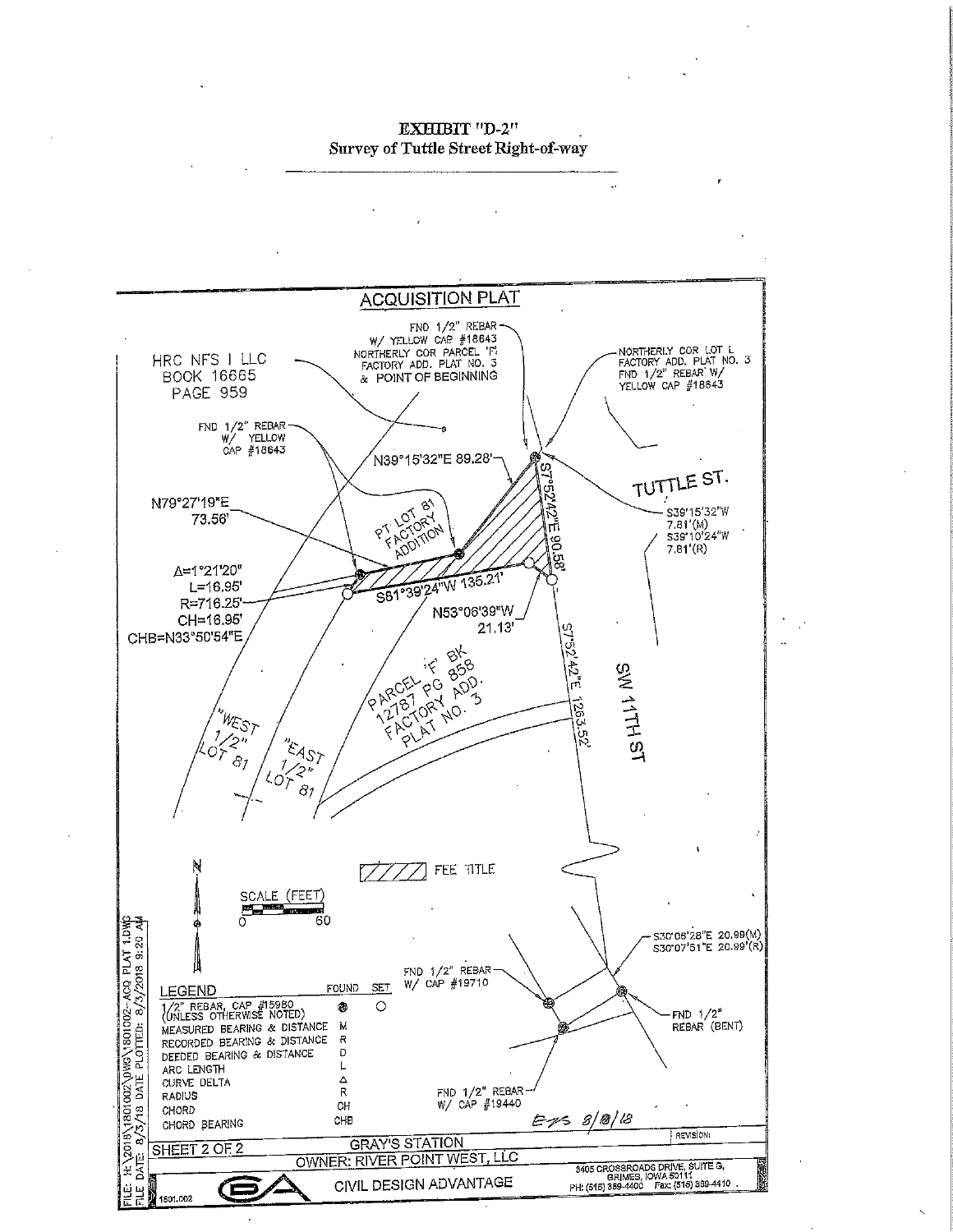# EXHIBIT "D-2"
## Survey of Tuttle Street Right-of-way

## ACQUISITION PLAT

HRC NFS I LLC
BOOK 16665
PAGE 959

FND 1/2" REBAR W/ YELLOW CAP #18643

FND 1/2" REBAR W/ YELLOW CAP #18643 NORTHERLY COR PARCEL 'F' FACTORY ADD. PLAT NO. 3 & POINT OF BEGINNING

NORTHERLY COR LOT L FACTORY ADD. PLAT NO. 3 FND 1/2" REBAR W/ YELLOW CAP #18643

TUTTLE ST.

S39°15'32"W 7.81'(M)
S39°10'24"W 7.81'(R)

N39°15'32"E 89.28'

S7°52'42"E 90.58'

N79°27'19"E 73.56'

PT LOT 81 FACTORY ADDITION

Δ=1°21'20"
L=16.95'
R=716.25'
CH=16.95'
CHB=N33°50'54"E

S81°39'24"W 135.21'

N53°06'39"W 21.13'

S7°52'42"E 1263.52'

PARCEL 'F' BK 12787 PG 858 FACTORY ADD. PLAT NO. 3

"WEST 1/2" LOT 81

"EAST 1/2" LOT 81

SW 11TH ST

N

SCALE (FEET)
0 60

FEE TITLE

S30°06'28"E 20.99(M)
S30°07'51"E 20.99'(R)

FND 1/2" REBAR W/ CAP #19710

FND 1/2" REBAR (BENT)

FND 1/2" REBAR W/ CAP #19440

| LEGEND | FOUND | SET |
|---|---|---|
| 1/2" REBAR, CAP #15980 (UNLESS OTHERWISE NOTED) | ● | ○ |
| MEASURED BEARING & DISTANCE | M | |
| RECORDED BEARING & DISTANCE | R | |
| DEEDED BEARING & DISTANCE | D | |
| ARC LENGTH | L | |
| CURVE DELTA | Δ | |
| RADIUS | R | |
| CHORD | CH | |
| CHORD BEARING | CHB | |

EPS 8/8/18

REVISION:

SHEET 2 OF 2

GRAY'S STATION

OWNER: RIVER POINT WEST, LLC

CIVIL DESIGN ADVANTAGE

3405 CROSSROADS DRIVE, SUITE G, GRIMES, IOWA 50111
PH: (515) 369-4400 Fax: (515) 369-4410

1801.002

FILE: H:\2018\1801002\DWG\1801002-ACQ PLAT 1.DWG
FILE DATE: 8/3/18 DATE PLOTTED: 8/3/2018 9:20 AM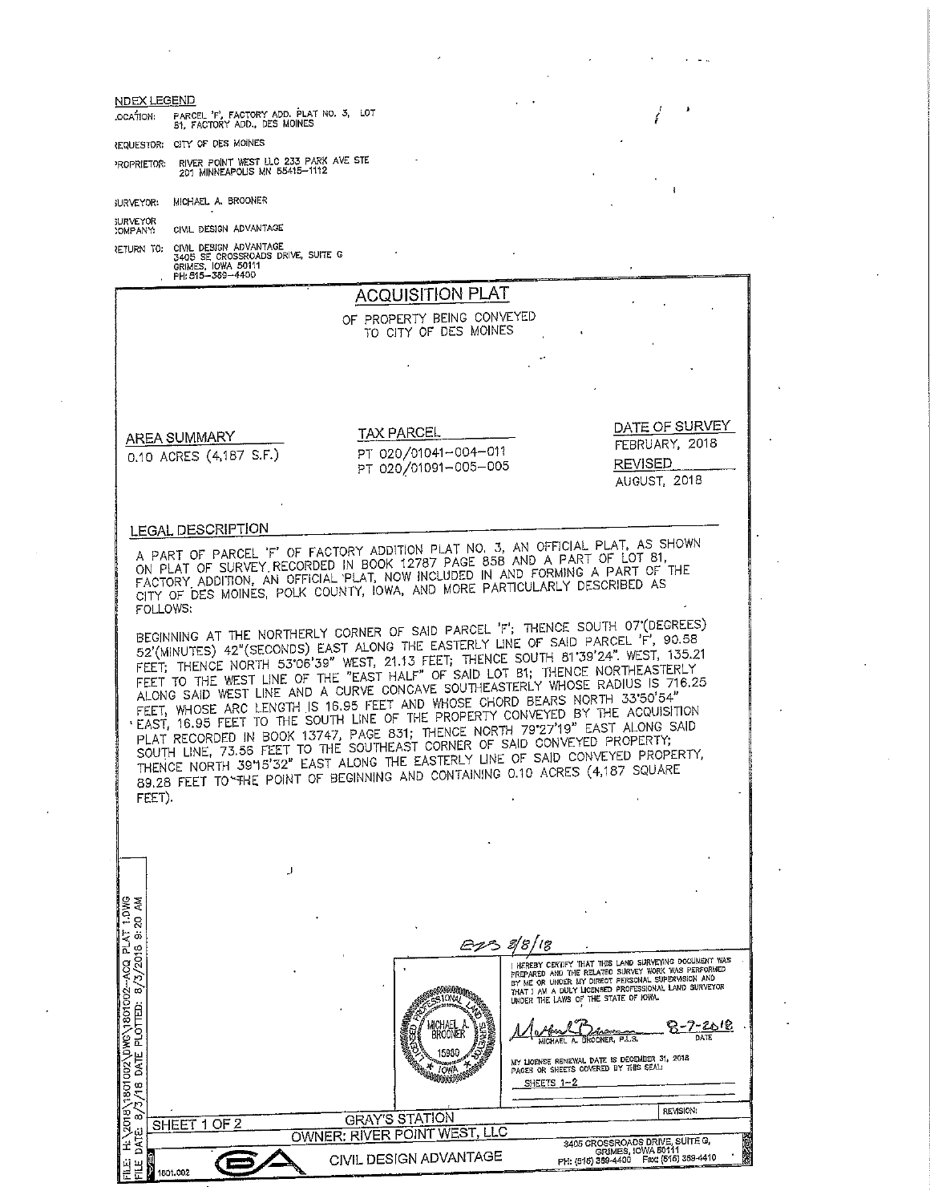## INDEX LEGEND

LOCATION: PARCEL 'F', FACTORY ADD. PLAT NO. 3, LOT 81, FACTORY ADD., DES MOINES

REQUESTOR: CITY OF DES MOINES

PROPRIETOR: RIVER POINT WEST LLC 233 PARK AVE STE 201 MINNEAPOLIS MN 55415-1112

SURVEYOR: MICHAEL A. BROONER

SURVEYOR COMPANY: CIVIL DESIGN ADVANTAGE

RETURN TO: CIVIL DESIGN ADVANTAGE 3405 SE CROSSROADS DRIVE, SUITE G GRIMES, IOWA 50111 PH: 515-369-4400

# ACQUISITION PLAT

OF PROPERTY BEING CONVEYED TO CITY OF DES MOINES

**AREA SUMMARY**

0.10 ACRES (4,187 S.F.)

**TAX PARCEL**

PT 020/01041-004-011
PT 020/01091-005-005

**DATE OF SURVEY**

FEBRUARY, 2018

**REVISED**

AUGUST, 2018

## LEGAL DESCRIPTION

A PART OF PARCEL 'F' OF FACTORY ADDITION PLAT NO. 3, AN OFFICIAL PLAT, AS SHOWN ON PLAT OF SURVEY RECORDED IN BOOK 12787 PAGE 858 AND A PART OF LOT 81, FACTORY ADDITION, AN OFFICIAL PLAT, NOW INCLUDED IN AND FORMING A PART OF THE CITY OF DES MOINES, POLK COUNTY, IOWA, AND MORE PARTICULARLY DESCRIBED AS FOLLOWS:

BEGINNING AT THE NORTHERLY CORNER OF SAID PARCEL 'F'; THENCE SOUTH 07°(DEGREES) 52'(MINUTES) 42"(SECONDS) EAST ALONG THE EASTERLY LINE OF SAID PARCEL 'F', 90.58 FEET; THENCE NORTH 53°06'39" WEST, 21.13 FEET; THENCE SOUTH 81°39'24" WEST, 135.21 FEET TO THE WEST LINE OF THE "EAST HALF" OF SAID LOT 81; THENCE NORTHEASTERLY ALONG SAID WEST LINE AND A CURVE CONCAVE SOUTHEASTERLY WHOSE RADIUS IS 716.25 FEET, WHOSE ARC LENGTH IS 16.95 FEET AND WHOSE CHORD BEARS NORTH 33°50'54" EAST, 16.95 FEET TO THE SOUTH LINE OF THE PROPERTY CONVEYED BY THE ACQUISITION PLAT RECORDED IN BOOK 13747, PAGE 831; THENCE NORTH 79°27'19" EAST ALONG SAID SOUTH LINE, 73.56 FEET TO THE SOUTHEAST CORNER OF SAID CONVEYED PROPERTY; THENCE NORTH 39°15'32" EAST ALONG THE EASTERLY LINE OF SAID CONVEYED PROPERTY, 89.28 FEET TO THE POINT OF BEGINNING AND CONTAINING 0.10 ACRES (4,187 SQUARE FEET).

EZB 8/8/18

I HEREBY CERTIFY THAT THIS LAND SURVEYING DOCUMENT WAS PREPARED AND THE RELATED SURVEY WORK WAS PERFORMED BY ME OR UNDER MY DIRECT PERSONAL SUPERVISION AND THAT I AM A DULY LICENSED PROFESSIONAL LAND SURVEYOR UNDER THE LAWS OF THE STATE OF IOWA.

MICHAEL A. BROONER 15980 IOWA — LICENSED PROFESSIONAL LAND SURVEYOR

MICHAEL A. BROONER, P.L.S. 8-7-2018 DATE

MY LICENSE RENEWAL DATE IS DECEMBER 31, 2018

PAGES OR SHEETS COVERED BY THIS SEAL: SHEETS 1-2

REVISION:

SHEET 1 OF 2

GRAY'S STATION

OWNER: RIVER POINT WEST, LLC

CIVIL DESIGN ADVANTAGE

3405 CROSSROADS DRIVE, SUITE G, GRIMES, IOWA 50111
PH: (515) 369-4400 Fax: (515) 369-4410

1801.002

FILE: H:\2018\1801002\DWG\1801002-ACQ PLAT 1.DWG
FILE DATE: 8/3/18 DATE PLOTTED: 8/3/2018 9:20 AM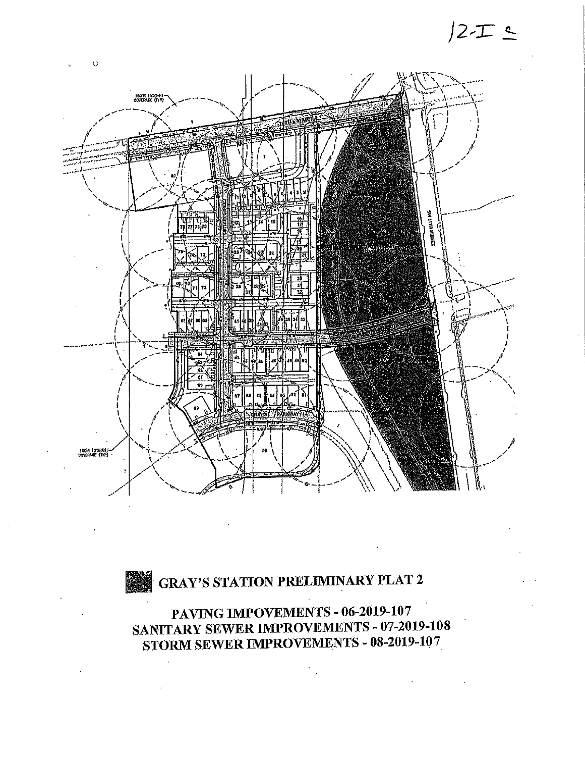12-I c

# GRAY'S STATION PRELIMINARY PLAT 2

**PAVING IMPOVEMENTS - 06-2019-107**
**SANITARY SEWER IMPROVEMENTS - 07-2019-108**
**STORM SEWER IMPROVEMENTS - 08-2019-107**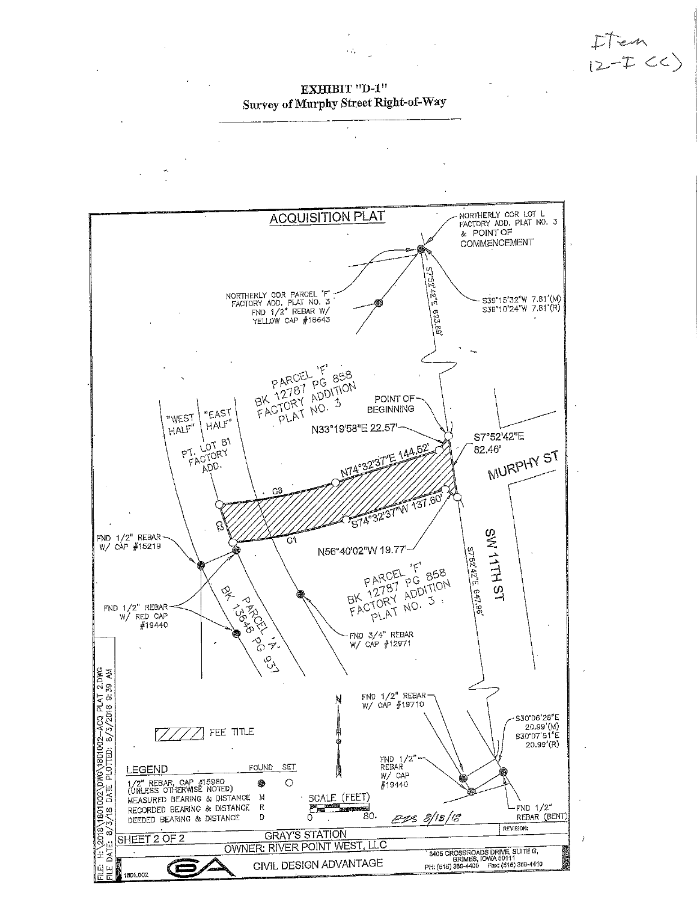Item 12-I (c)

**EXHIBIT "D-1"**
**Survey of Murphy Street Right-of-Way**

## ACQUISITION PLAT

NORTHERLY COR LOT L FACTORY ADD. PLAT NO. 3 & POINT OF COMMENCEMENT

S39°15'32"W 7.81'(M)
S38°10'24"W 7.81'(R)

NORTHERLY COR PARCEL 'F' FACTORY ADD. PLAT NO. 3 FND 1/2" REBAR W/ YELLOW CAP #18643

S7°52'42"E 823.69'

PARCEL 'F'
BK 12787 PG 858
FACTORY ADDITION
PLAT NO. 3

"WEST HALF" "EAST HALF"

PT. LOT 81 FACTORY ADD.

POINT OF BEGINNING

N33°19'58"E 22.57'

S7°52'42"E 82.46'

N74°32'37"E 144.52'

MURPHY ST

C3

C2

S74°32'37"W 137.60'

C1

N56°40'02"W 19.77'

FND 1/2" REBAR W/ CAP #15219

FND 1/2" REBAR W/ RED CAP #19440

PARCEL 'A'
BK 13646 PG 937

PARCEL 'F'
BK 12787 PG 858
FACTORY ADDITION
PLAT NO. 3

SW 11TH ST

S7°52'42"E 647.96'

FND 3/4" REBAR W/ CAP #12971

FND 1/2" REBAR W/ CAP #19710

FND 1/2" REBAR W/ CAP #19440

S30°06'28"E 20.99'(M)
S30°07'51"E 20.99'(R)

FND 1/2" REBAR (BENT)

FEE TITLE

N

SCALE (FEET)
0 80.

| LEGEND | FOUND | SET |
|---|---|---|
| 1/2" REBAR, CAP #15980 (UNLESS OTHERWISE NOTED) | ● | ○ |
| MEASURED BEARING & DISTANCE | M | |
| RECORDED BEARING & DISTANCE | R | |
| DEEDED BEARING & DISTANCE | D | |

EGS 8/13/18

REVISION:

SHEET 2 OF 2

GRAY'S STATION

OWNER: RIVER POINT WEST, LLC

CIVIL DESIGN ADVANTAGE

3405 CROSSROADS DRIVE, SUITE G, GRIMES, IOWA 50111
PH: (515) 369-4400 Fax: (515) 369-4410

1801.002

FILE: H:\2018\1801002\DWG\1801002-ACQ PLAT 2.DWG
FILE DATE: 8/3/18 DATE PLOTTED: 8/3/2018 9:39 AM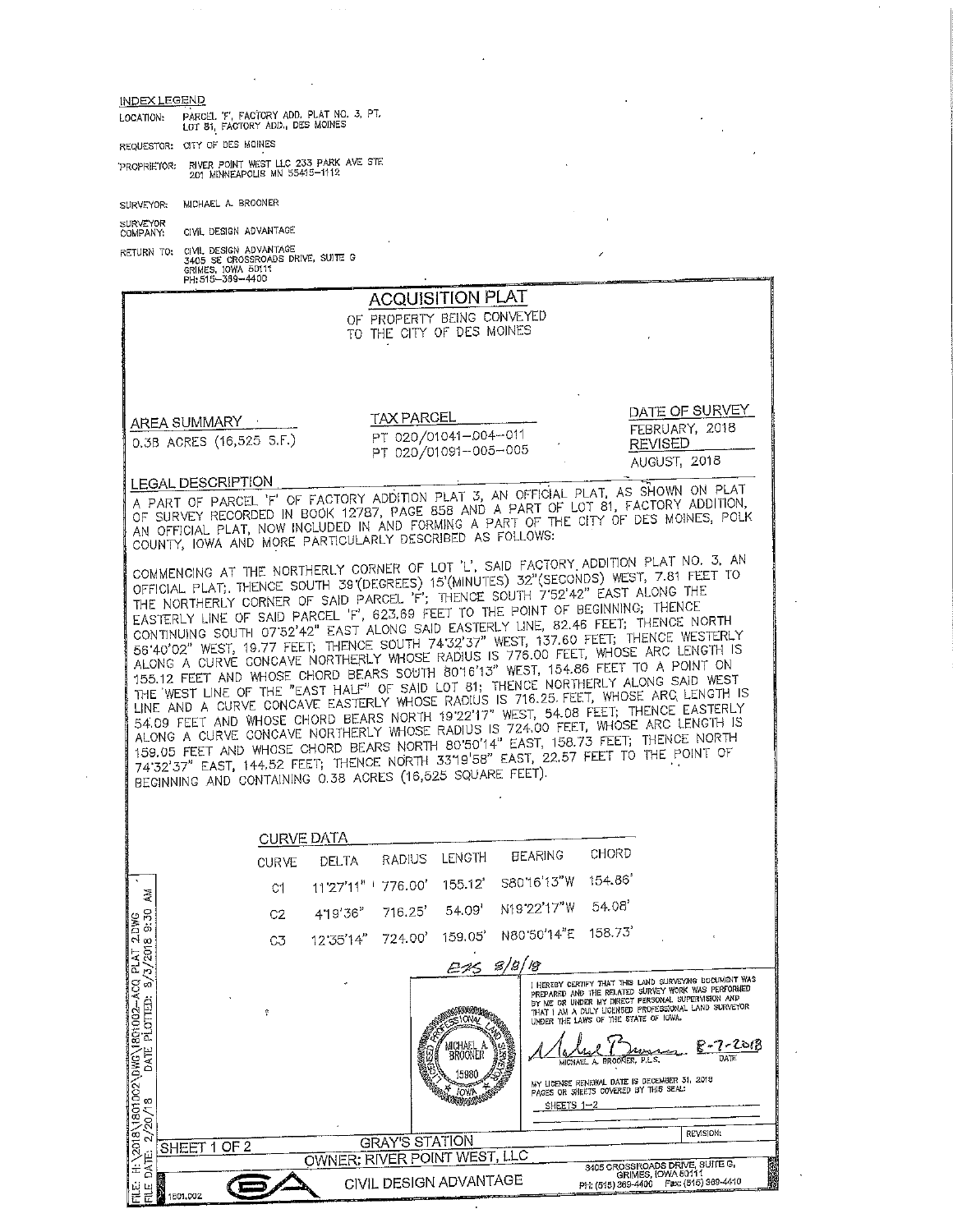INDEX LEGEND

LOCATION: PARCEL 'F', FACTORY ADD. PLAT NO. 3, PT. LOT 81, FACTORY ADD., DES MOINES

REQUESTOR: CITY OF DES MOINES

PROPRIETOR: RIVER POINT WEST LLC 233 PARK AVE STE 201 MINNEAPOLIS MN 55415-1112

SURVEYOR: MICHAEL A. BROONER

SURVEYOR COMPANY: CIVIL DESIGN ADVANTAGE

RETURN TO: CIVIL DESIGN ADVANTAGE 3405 SE CROSSROADS DRIVE, SUITE G GRIMES, IOWA 50111 PH:515-369-4400

# ACQUISITION PLAT

OF PROPERTY BEING CONVEYED TO THE CITY OF DES MOINES

**AREA SUMMARY**

0.38 ACRES (16,525 S.F.)

**TAX PARCEL**

PT 020/01041-004-011
PT 020/01091-005-005

**DATE OF SURVEY**

FEBRUARY, 2018

**REVISED**

AUGUST, 2018

**LEGAL DESCRIPTION**

A PART OF PARCEL 'F' OF FACTORY ADDITION PLAT 3, AN OFFICIAL PLAT, AS SHOWN ON PLAT OF SURVEY RECORDED IN BOOK 12787, PAGE 858 AND A PART OF LOT 81, FACTORY ADDITION, AN OFFICIAL PLAT, NOW INCLUDED IN AND FORMING A PART OF THE CITY OF DES MOINES, POLK COUNTY, IOWA AND MORE PARTICULARLY DESCRIBED AS FOLLOWS:

COMMENCING AT THE NORTHERLY CORNER OF LOT 'L', SAID FACTORY ADDITION PLAT NO. 3, AN OFFICIAL PLAT; THENCE SOUTH 39°(DEGREES) 15'(MINUTES) 32"(SECONDS) WEST, 7.81 FEET TO THE NORTHERLY CORNER OF SAID PARCEL 'F'; THENCE SOUTH 7°52'42" EAST ALONG THE EASTERLY LINE OF SAID PARCEL 'F', 623.69 FEET TO THE POINT OF BEGINNING; THENCE CONTINUING SOUTH 07°52'42" EAST ALONG SAID EASTERLY LINE, 82.46 FEET; THENCE NORTH 56°40'02" WEST, 19.77 FEET; THENCE SOUTH 74°32'37" WEST, 137.60 FEET; THENCE WESTERLY ALONG A CURVE CONCAVE NORTHERLY WHOSE RADIUS IS 776.00 FEET, WHOSE ARC LENGTH IS 155.12 FEET AND WHOSE CHORD BEARS SOUTH 80°16'13" WEST, 154.86 FEET TO A POINT ON THE WEST LINE OF THE "EAST HALF" OF SAID LOT 81; THENCE NORTHERLY ALONG SAID WEST LINE AND A CURVE CONCAVE EASTERLY WHOSE RADIUS IS 716.25 FEET, WHOSE ARC LENGTH IS 54.09 FEET AND WHOSE CHORD BEARS NORTH 19°22'17" WEST, 54.08 FEET; THENCE EASTERLY ALONG A CURVE CONCAVE NORTHERLY WHOSE RADIUS IS 724.00 FEET, WHOSE ARC LENGTH IS 159.05 FEET AND WHOSE CHORD BEARS NORTH 80°50'14" EAST, 158.73 FEET; THENCE NORTH 74°32'37" EAST, 144.52 FEET; THENCE NORTH 33°19'58" EAST, 22.57 FEET TO THE POINT OF BEGINNING AND CONTAINING 0.38 ACRES (16,525 SQUARE FEET).

**CURVE DATA**

| CURVE | DELTA | RADIUS | LENGTH | BEARING | CHORD |
|---|---|---|---|---|---|
| C1 | 11°27'11" | 776.00' | 155.12' | S80°16'13"W | 154.86' |
| C2 | 4°19'36" | 716.25' | 54.09' | N19°22'17"W | 54.08' |
| C3 | 12°35'14" | 724.00' | 159.05' | N80°50'14"E | 158.73' |

EAS 8/8/18

I HEREBY CERTIFY THAT THIS LAND SURVEYING DOCUMENT WAS PREPARED AND THE RELATED SURVEY WORK WAS PERFORMED BY ME OR UNDER MY DIRECT PERSONAL SUPERVISION AND THAT I AM A DULY LICENSED PROFESSIONAL LAND SURVEYOR UNDER THE LAWS OF THE STATE OF IOWA.

MICHAEL A. BROONER, P.L.S. 8-7-2018 DATE

LICENSED PROFESSIONAL LAND SURVEYOR MICHAEL A. BROONER 15980 IOWA

MY LICENSE RENEWAL DATE IS DECEMBER 31, 2018
PAGES OR SHEETS COVERED BY THIS SEAL:
SHEETS 1-2

REVISION:

SHEET 1 OF 2

GRAY'S STATION

OWNER: RIVER POINT WEST, LLC

CIVIL DESIGN ADVANTAGE

3405 CROSSROADS DRIVE, SUITE G, GRIMES, IOWA 50111
PH: (515) 369-4400 Fax: (515) 369-4410

FILE: H:\2018\1801002\DWG\1801002-ACQ PLAT 2.DWG DATE PLOTTED: 8/3/2018 9:30 AM
FILE DATE: 2/20/18

1801.002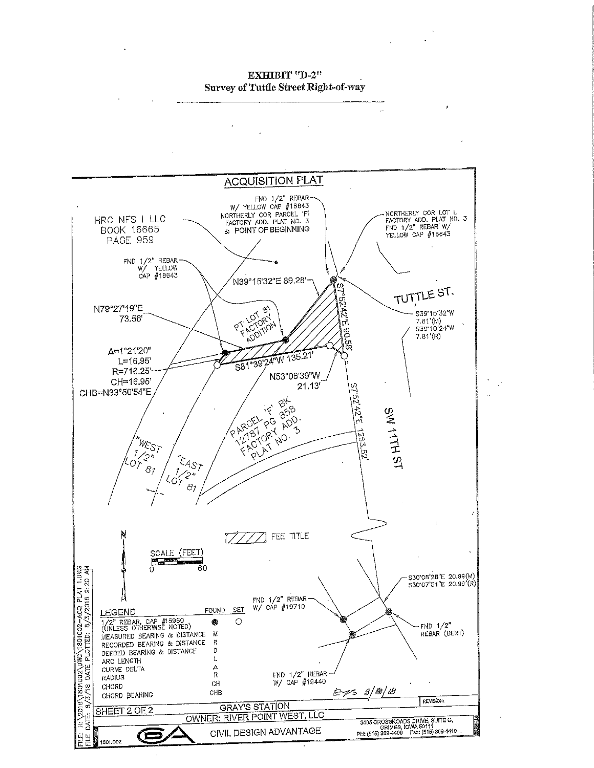**EXHIBIT "D-2"**
**Survey of Tuttle Street Right-of-way**

## ACQUISITION PLAT

HRC NFS I LLC
BOOK 16665
PAGE 959

FND 1/2" REBAR W/ YELLOW CAP #18643 NORTHERLY COR PARCEL 'F' FACTORY ADD. PLAT NO. 3 & POINT OF BEGINNING

NORTHERLY COR LOT L FACTORY ADD. PLAT NO. 3 FND 1/2" REBAR W/ YELLOW CAP #18643

FND 1/2" REBAR W/ YELLOW CAP #18643

N39°15'32"E 89.28'

S7°52'42"E 90.58'

TUTTLE ST.

S39°15'32"W 7.81'(M)
S39°10'24"W 7.81'(R)

N79°27'19"E 73.56'

PT. LOT 81 FACTORY ADDITION

Δ=1°21'20"
L=16.95'
R=716.25'
CH=16.95'
CHB=N33°50'54"E

S81°39'24"W 135.21'

N53°06'39"W 21.13'

S7°52'42"E 1263.52'

SW 11TH ST

PARCEL 'F' BK 12787 PG 858 FACTORY ADD. PLAT NO. 3

"WEST 1/2" LOT 81

"EAST 1/2" LOT 81

FEE TITLE

SCALE (FEET)
0 60

S30°05'28"E 20.99'(M)
S30°07'51"E 20.99'(R)

FND 1/2" REBAR W/ CAP #19710

FND 1/2" REBAR (BENT)

FND 1/2" REBAR W/ CAP #19440

| LEGEND | FOUND | SET |
|---|---|---|
| 1/2" REBAR, CAP #15980 (UNLESS OTHERWISE NOTED) | ● | ○ |
| MEASURED BEARING & DISTANCE | M | |
| RECORDED BEARING & DISTANCE | R | |
| DEEDED BEARING & DISTANCE | D | |
| ARC LENGTH | L | |
| CURVE DELTA | Δ | |
| RADIUS | R | |
| CHORD | CH | |
| CHORD BEARING | CHB | |

EJS 8/8/18

REVISION:

SHEET 2 OF 2

GRAY'S STATION
OWNER: RIVER POINT WEST, LLC

CIVIL DESIGN ADVANTAGE
3405 CROSSROADS DRIVE, SUITE G, GRIMES, IOWA 50111
PH: (515) 369-4400 Fax: (515) 369-4410

1801.002

FILE: H:\2018\1801002\DWG\1801002-ACQ PLAT 1.DWG
FILE DATE: 8/3/18 DATE PLOTTED: 8/3/2018 9:20 AM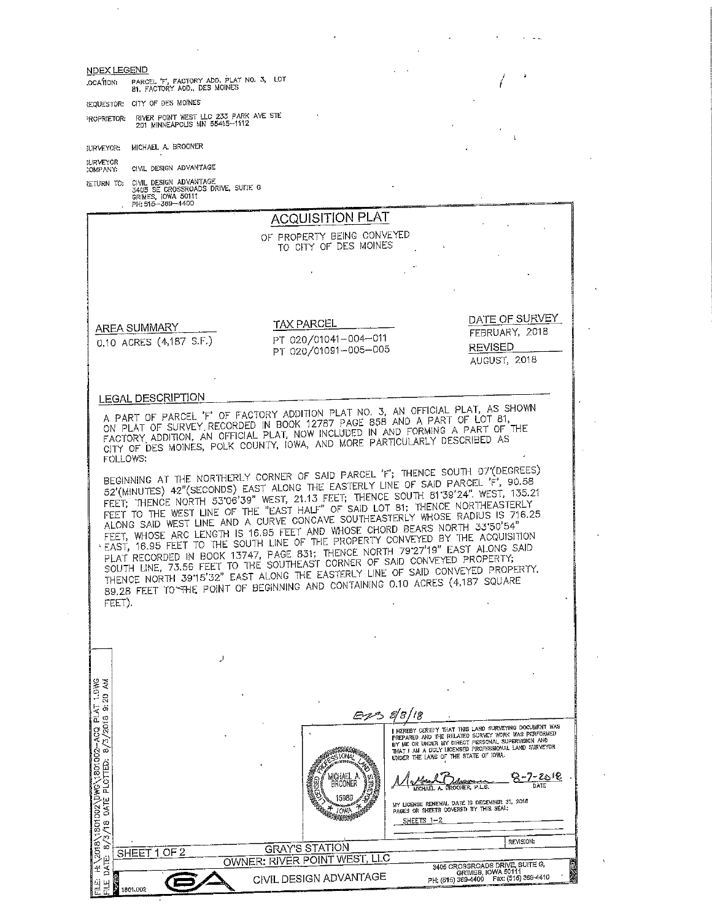INDEX LEGEND

LOCATION: PARCEL 'F', FACTORY ADD. PLAT NO. 3, LOT 81, FACTORY ADD., DES MOINES

REQUESTOR: CITY OF DES MOINES

PROPRIETOR: RIVER POINT WEST LLC 233 PARK AVE STE 201 MINNEAPOLIS MN 55415-1112

SURVEYOR: MICHAEL A. BROONER

SURVEYOR COMPANY: CIVIL DESIGN ADVANTAGE

RETURN TO: CIVIL DESIGN ADVANTAGE 3405 SE CROSSROADS DRIVE, SUITE G GRIMES, IOWA 50111 PH: 515-369-4400

# ACQUISITION PLAT

OF PROPERTY BEING CONVEYED TO CITY OF DES MOINES

**AREA SUMMARY**
0.10 ACRES (4,187 S.F.)

**TAX PARCEL**
PT 020/01041-004-011
PT 020/01091-005-005

**DATE OF SURVEY**
FEBRUARY, 2018

**REVISED**
AUGUST, 2018

## LEGAL DESCRIPTION

A PART OF PARCEL 'F' OF FACTORY ADDITION PLAT NO. 3, AN OFFICIAL PLAT, AS SHOWN ON PLAT OF SURVEY RECORDED IN BOOK 12787 PAGE 858 AND A PART OF LOT 81, FACTORY ADDITION, AN OFFICIAL PLAT, NOW INCLUDED IN AND FORMING A PART OF THE CITY OF DES MOINES, POLK COUNTY, IOWA, AND MORE PARTICULARLY DESCRIBED AS FOLLOWS:

BEGINNING AT THE NORTHERLY CORNER OF SAID PARCEL 'F'; THENCE SOUTH 07'(DEGREES) 52'(MINUTES) 42"(SECONDS) EAST ALONG THE EASTERLY LINE OF SAID PARCEL 'F', 90.58 FEET; THENCE NORTH 53°06'39" WEST, 21.13 FEET; THENCE SOUTH 81°39'24" WEST, 135.21 FEET TO THE WEST LINE OF THE "EAST HALF" OF SAID LOT 81; THENCE NORTHEASTERLY ALONG SAID WEST LINE AND A CURVE CONCAVE SOUTHEASTERLY WHOSE RADIUS IS 716.25 FEET, WHOSE ARC LENGTH IS 16.95 FEET AND WHOSE CHORD BEARS NORTH 33°50'54" EAST, 16.95 FEET TO THE SOUTH LINE OF THE PROPERTY CONVEYED BY THE ACQUISITION PLAT RECORDED IN BOOK 13747, PAGE 831; THENCE NORTH 79°27'19" EAST ALONG SAID SOUTH LINE, 73.56 FEET TO THE SOUTHEAST CORNER OF SAID CONVEYED PROPERTY; THENCE NORTH 39°15'32" EAST ALONG THE EASTERLY LINE OF SAID CONVEYED PROPERTY, 89.28 FEET TO THE POINT OF BEGINNING AND CONTAINING 0.10 ACRES (4,187 SQUARE FEET).

EMB 8/8/18

LICENSED PROFESSIONAL LAND SURVEYOR MICHAEL A. BROONER 15980 IOWA

I HEREBY CERTIFY THAT THIS LAND SURVEYING DOCUMENT WAS PREPARED AND THE RELATED SURVEY WORK WAS PERFORMED BY ME OR UNDER MY DIRECT PERSONAL SUPERVISION AND THAT I AM A DULY LICENSED PROFESSIONAL LAND SURVEYOR UNDER THE LAWS OF THE STATE OF IOWA.

MICHAEL A. BROONER, P.L.S. 8-7-2018 DATE

MY LICENSE RENEWAL DATE IS DECEMBER 31, 2018
PAGES OR SHEETS COVERED BY THIS SEAL:
SHEETS 1-2

REVISION:

FILE: H:\2018\1801002\DWG\1801002-ACQ PLAT 1.DWG
FILE DATE: 8/3/18 DATE PLOTTED: 8/3/2018 9:20 AM

SHEET 1 OF 2

GRAY'S STATION
OWNER: RIVER POINT WEST, LLC

CIVIL DESIGN ADVANTAGE

3405 CROSSROADS DRIVE, SUITE G, GRIMES, IOWA 50111
PH: (515) 369-4400 Fax: (515) 369-4410

1801.002